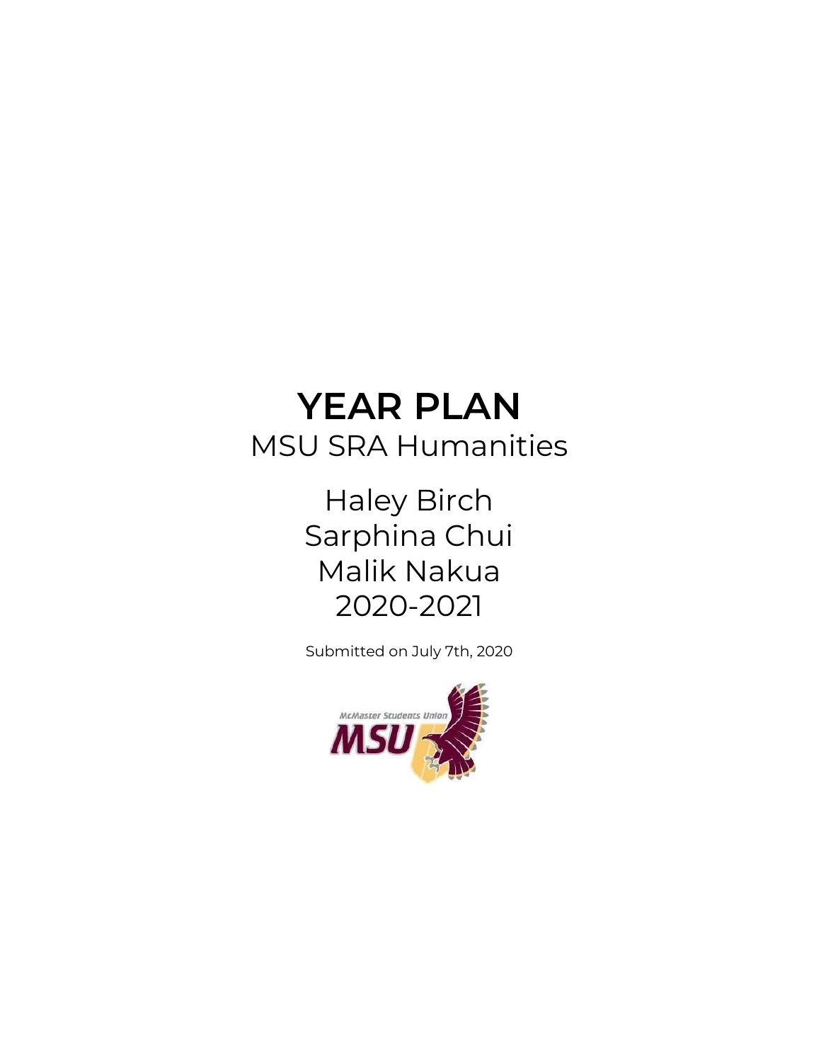# YEAR PLAN

MSU SRA Humanities

Haley Birch
Sarphina Chui
Malik Nakua
2020-2021

Submitted on July 7th, 2020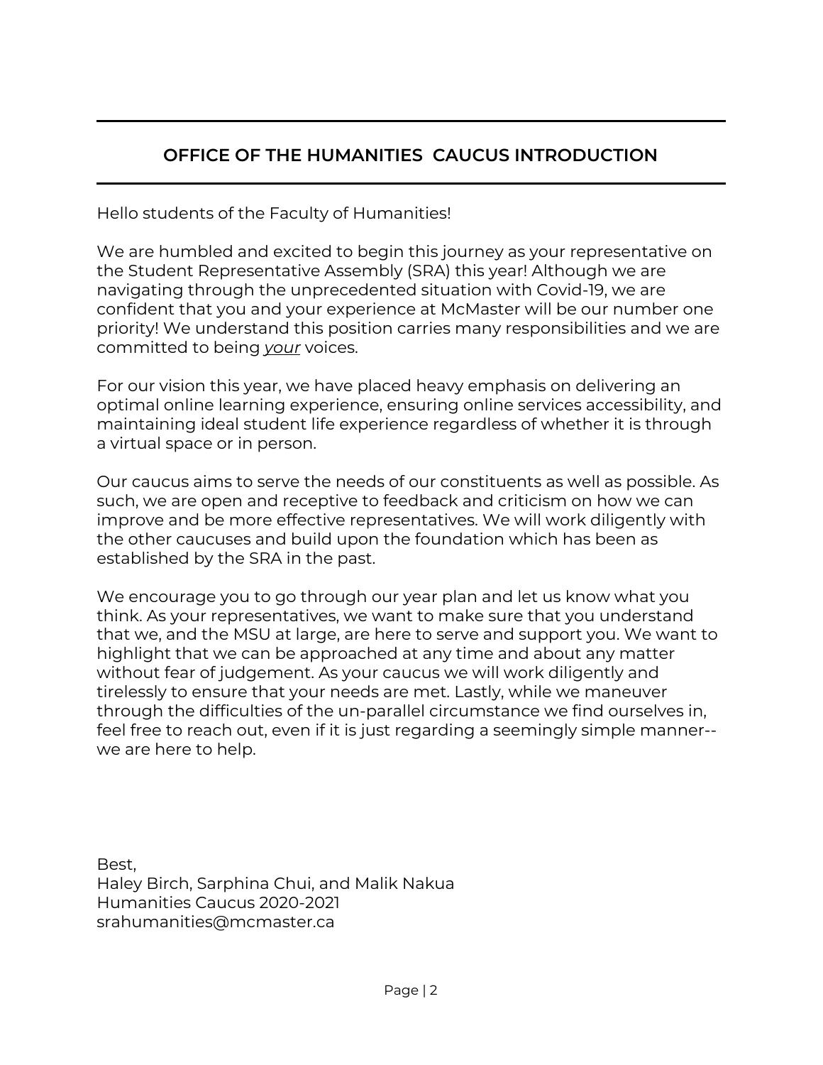## OFFICE OF THE HUMANITIES  CAUCUS INTRODUCTION

Hello students of the Faculty of Humanities!

We are humbled and excited to begin this journey as your representative on the Student Representative Assembly (SRA) this year! Although we are navigating through the unprecedented situation with Covid-19, we are confident that you and your experience at McMaster will be our number one priority! We understand this position carries many responsibilities and we are committed to being *<u>your</u>* voices.

For our vision this year, we have placed heavy emphasis on delivering an optimal online learning experience, ensuring online services accessibility, and maintaining ideal student life experience regardless of whether it is through a virtual space or in person.

Our caucus aims to serve the needs of our constituents as well as possible. As such, we are open and receptive to feedback and criticism on how we can improve and be more effective representatives. We will work diligently with the other caucuses and build upon the foundation which has been as established by the SRA in the past.

We encourage you to go through our year plan and let us know what you think. As your representatives, we want to make sure that you understand that we, and the MSU at large, are here to serve and support you. We want to highlight that we can be approached at any time and about any matter without fear of judgement. As your caucus we will work diligently and tirelessly to ensure that your needs are met. Lastly, while we maneuver through the difficulties of the un-parallel circumstance we find ourselves in, feel free to reach out, even if it is just regarding a seemingly simple manner--we are here to help.

Best,
Haley Birch, Sarphina Chui, and Malik Nakua
Humanities Caucus 2020-2021
srahumanities@mcmaster.ca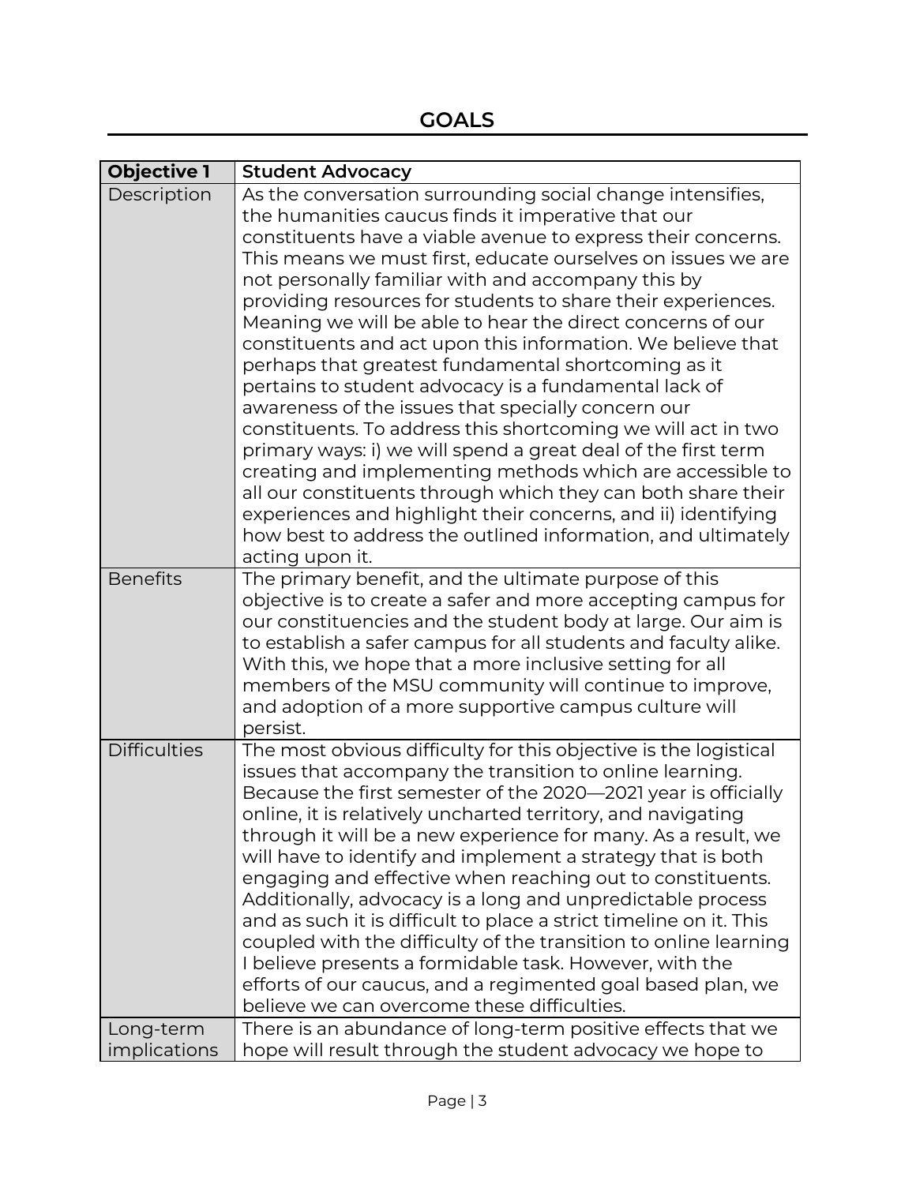## GOALS

| **Objective 1** | **Student Advocacy** |
| --- | --- |
| Description | As the conversation surrounding social change intensifies, the humanities caucus finds it imperative that our constituents have a viable avenue to express their concerns. This means we must first, educate ourselves on issues we are not personally familiar with and accompany this by providing resources for students to share their experiences. Meaning we will be able to hear the direct concerns of our constituents and act upon this information. We believe that perhaps that greatest fundamental shortcoming as it pertains to student advocacy is a fundamental lack of awareness of the issues that specially concern our constituents. To address this shortcoming we will act in two primary ways: i) we will spend a great deal of the first term creating and implementing methods which are accessible to all our constituents through which they can both share their experiences and highlight their concerns, and ii) identifying how best to address the outlined information, and ultimately acting upon it. |
| Benefits | The primary benefit, and the ultimate purpose of this objective is to create a safer and more accepting campus for our constituencies and the student body at large. Our aim is to establish a safer campus for all students and faculty alike. With this, we hope that a more inclusive setting for all members of the MSU community will continue to improve, and adoption of a more supportive campus culture will persist. |
| Difficulties | The most obvious difficulty for this objective is the logistical issues that accompany the transition to online learning. Because the first semester of the 2020—2021 year is officially online, it is relatively uncharted territory, and navigating through it will be a new experience for many. As a result, we will have to identify and implement a strategy that is both engaging and effective when reaching out to constituents. Additionally, advocacy is a long and unpredictable process and as such it is difficult to place a strict timeline on it. This coupled with the difficulty of the transition to online learning I believe presents a formidable task. However, with the efforts of our caucus, and a regimented goal based plan, we believe we can overcome these difficulties. |
| Long-term implications | There is an abundance of long-term positive effects that we hope will result through the student advocacy we hope to |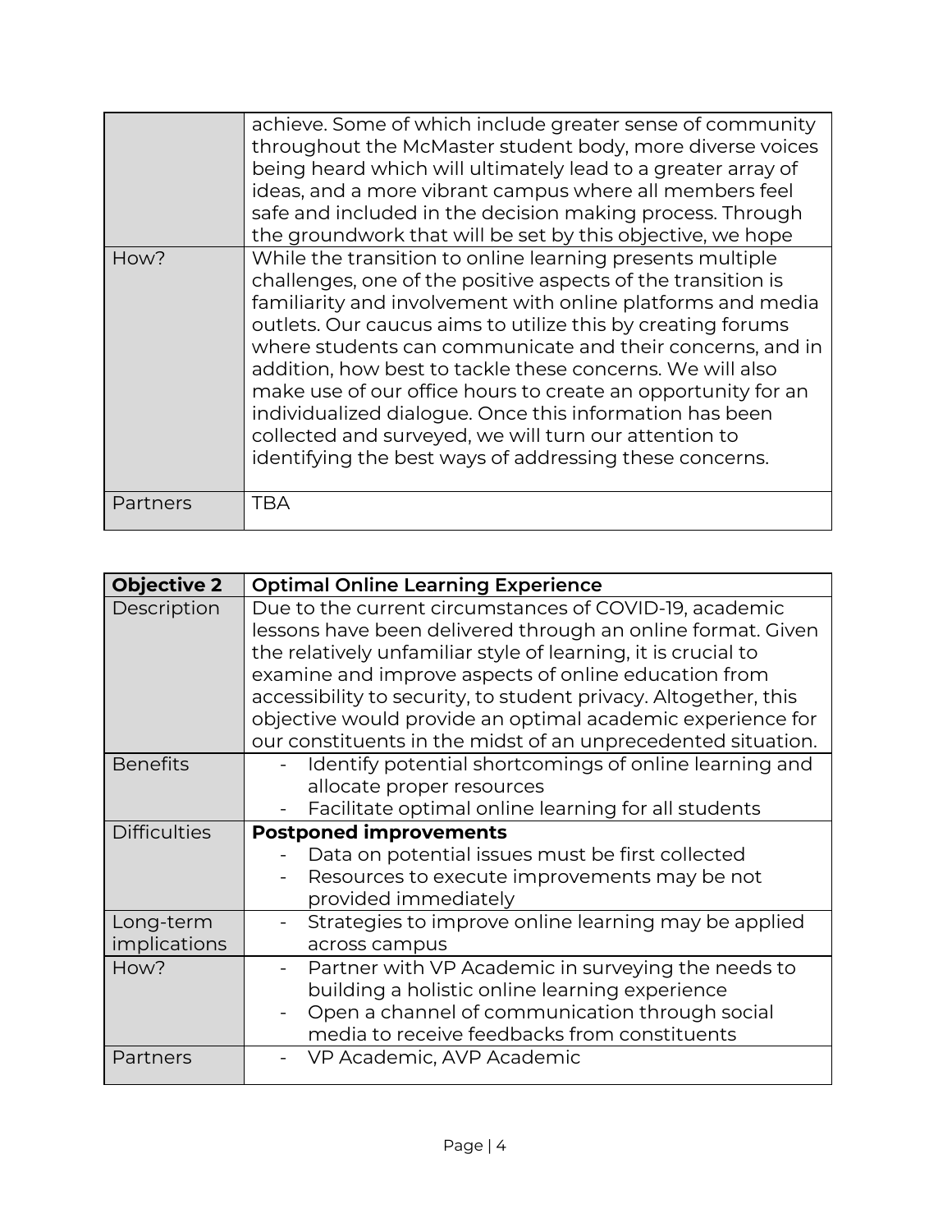| | |
|---|---|
| | achieve. Some of which include greater sense of community throughout the McMaster student body, more diverse voices being heard which will ultimately lead to a greater array of ideas, and a more vibrant campus where all members feel safe and included in the decision making process. Through the groundwork that will be set by this objective, we hope |
| How? | While the transition to online learning presents multiple challenges, one of the positive aspects of the transition is familiarity and involvement with online platforms and media outlets. Our caucus aims to utilize this by creating forums where students can communicate and their concerns, and in addition, how best to tackle these concerns. We will also make use of our office hours to create an opportunity for an individualized dialogue. Once this information has been collected and surveyed, we will turn our attention to identifying the best ways of addressing these concerns. |
| Partners | TBA |

| **Objective 2** | **Optimal Online Learning Experience** |
|---|---|
| Description | Due to the current circumstances of COVID-19, academic lessons have been delivered through an online format. Given the relatively unfamiliar style of learning, it is crucial to examine and improve aspects of online education from accessibility to security, to student privacy. Altogether, this objective would provide an optimal academic experience for our constituents in the midst of an unprecedented situation. |
| Benefits | - Identify potential shortcomings of online learning and allocate proper resources<br>- Facilitate optimal online learning for all students |
| Difficulties | **Postponed improvements**<br>- Data on potential issues must be first collected<br>- Resources to execute improvements may be not provided immediately |
| Long-term implications | - Strategies to improve online learning may be applied across campus |
| How? | - Partner with VP Academic in surveying the needs to building a holistic online learning experience<br>- Open a channel of communication through social media to receive feedbacks from constituents |
| Partners | - VP Academic, AVP Academic |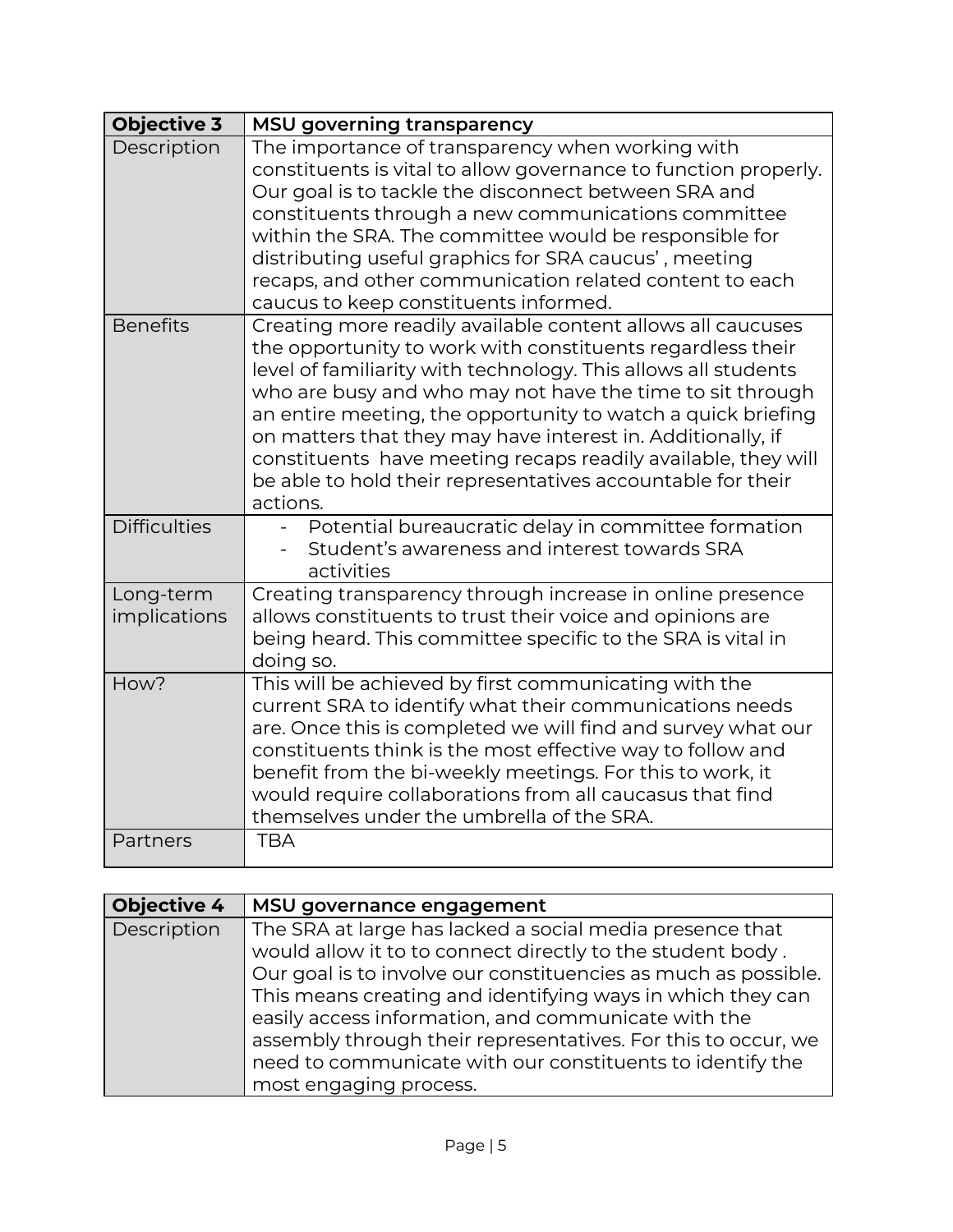| **Objective 3** | **MSU governing transparency** |
|---|---|
| Description | The importance of transparency when working with constituents is vital to allow governance to function properly. Our goal is to tackle the disconnect between SRA and constituents through a new communications committee within the SRA. The committee would be responsible for distributing useful graphics for SRA caucus' , meeting recaps, and other communication related content to each caucus to keep constituents informed. |
| Benefits | Creating more readily available content allows all caucuses the opportunity to work with constituents regardless their level of familiarity with technology. This allows all students who are busy and who may not have the time to sit through an entire meeting, the opportunity to watch a quick briefing on matters that they may have interest in. Additionally, if constituents have meeting recaps readily available, they will be able to hold their representatives accountable for their actions. |
| Difficulties | - Potential bureaucratic delay in committee formation<br>- Student's awareness and interest towards SRA activities |
| Long-term implications | Creating transparency through increase in online presence allows constituents to trust their voice and opinions are being heard. This committee specific to the SRA is vital in doing so. |
| How? | This will be achieved by first communicating with the current SRA to identify what their communications needs are. Once this is completed we will find and survey what our constituents think is the most effective way to follow and benefit from the bi-weekly meetings. For this to work, it would require collaborations from all caucasus that find themselves under the umbrella of the SRA. |
| Partners | TBA |

| **Objective 4** | **MSU governance engagement** |
|---|---|
| Description | The SRA at large has lacked a social media presence that would allow it to to connect directly to the student body . Our goal is to involve our constituencies as much as possible. This means creating and identifying ways in which they can easily access information, and communicate with the assembly through their representatives. For this to occur, we need to communicate with our constituents to identify the most engaging process. |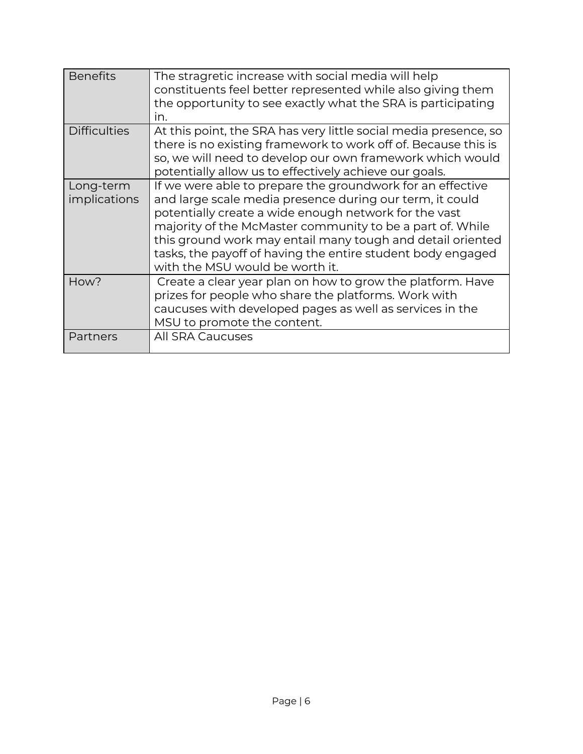| | |
|---|---|
| Benefits | The stragretic increase with social media will help constituents feel better represented while also giving them the opportunity to see exactly what the SRA is participating in. |
| Difficulties | At this point, the SRA has very little social media presence, so there is no existing framework to work off of. Because this is so, we will need to develop our own framework which would potentially allow us to effectively achieve our goals. |
| Long-term implications | If we were able to prepare the groundwork for an effective and large scale media presence during our term, it could potentially create a wide enough network for the vast majority of the McMaster community to be a part of. While this ground work may entail many tough and detail oriented tasks, the payoff of having the entire student body engaged with the MSU would be worth it. |
| How? | Create a clear year plan on how to grow the platform. Have prizes for people who share the platforms. Work with caucuses with developed pages as well as services in the MSU to promote the content. |
| Partners | All SRA Caucuses |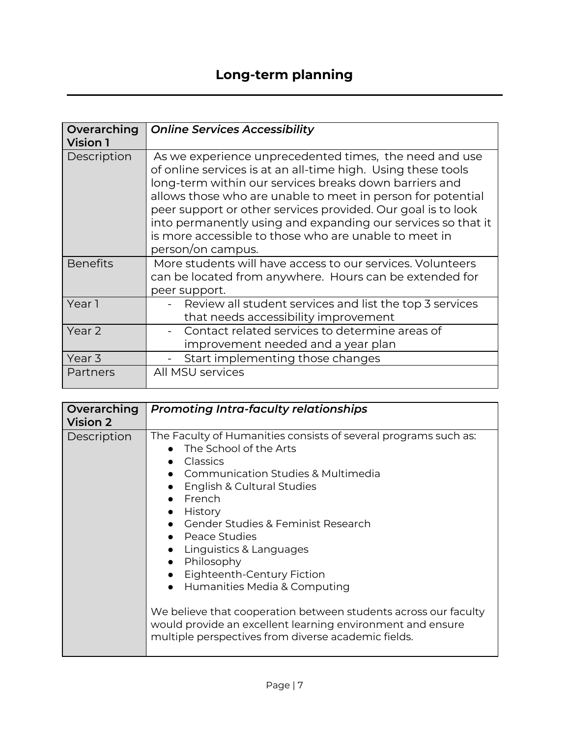# Long-term planning

| **Overarching Vision 1** | ***Online Services Accessibility*** |
|---|---|
| Description | As we experience unprecedented times, the need and use of online services is at an all-time high. Using these tools long-term within our services breaks down barriers and allows those who are unable to meet in person for potential peer support or other services provided. Our goal is to look into permanently using and expanding our services so that it is more accessible to those who are unable to meet in person/on campus. |
| Benefits | More students will have access to our services. Volunteers can be located from anywhere. Hours can be extended for peer support. |
| Year 1 | - Review all student services and list the top 3 services that needs accessibility improvement |
| Year 2 | - Contact related services to determine areas of improvement needed and a year plan |
| Year 3 | - Start implementing those changes |
| Partners | All MSU services |

| **Overarching Vision 2** | ***Promoting Intra-faculty relationships*** |
|---|---|
| Description | The Faculty of Humanities consists of several programs such as:<br>• The School of the Arts<br>• Classics<br>• Communication Studies & Multimedia<br>• English & Cultural Studies<br>• French<br>• History<br>• Gender Studies & Feminist Research<br>• Peace Studies<br>• Linguistics & Languages<br>• Philosophy<br>• Eighteenth-Century Fiction<br>• Humanities Media & Computing<br><br>We believe that cooperation between students across our faculty would provide an excellent learning environment and ensure multiple perspectives from diverse academic fields. |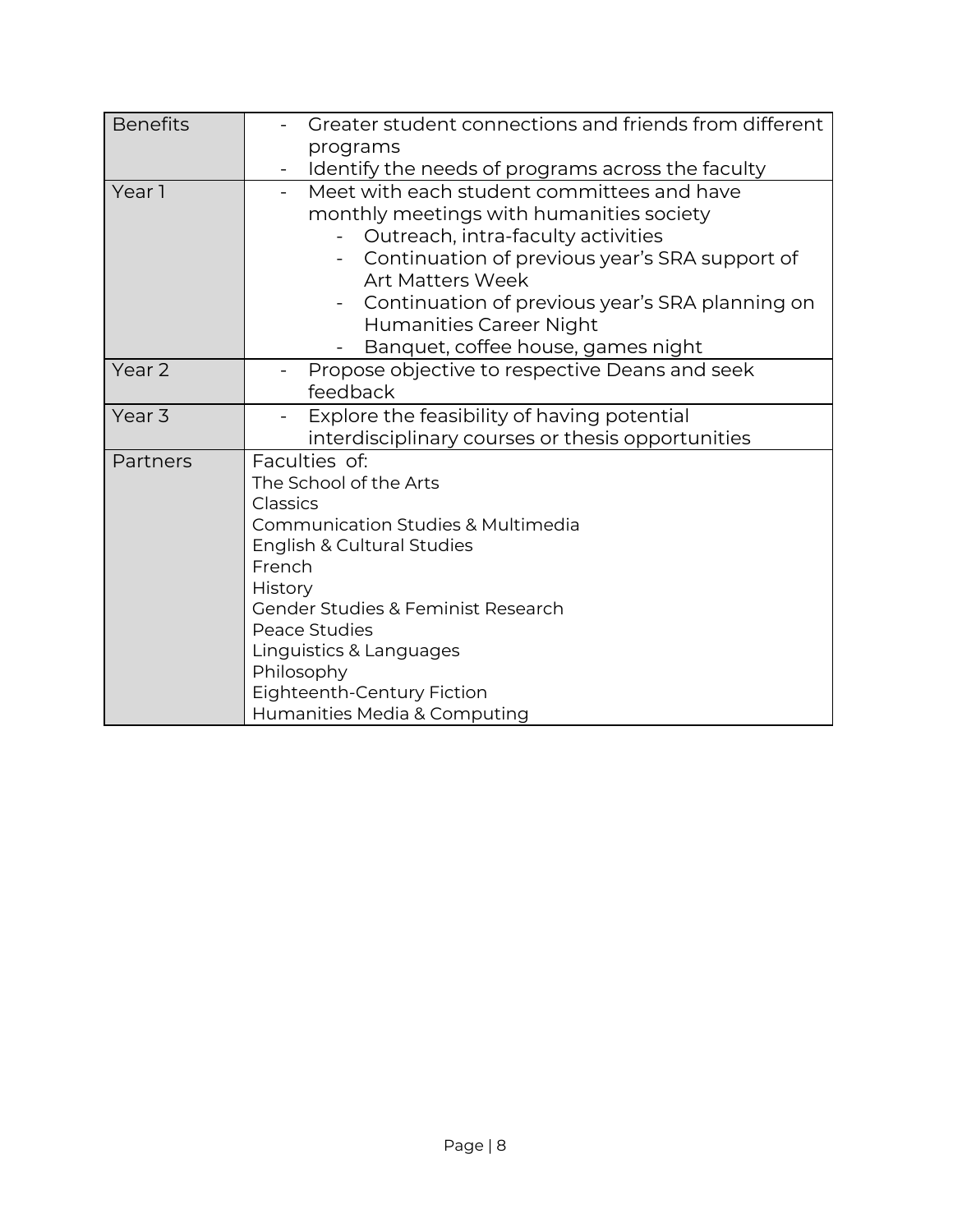| Benefits | - Greater student connections and friends from different programs<br>- Identify the needs of programs across the faculty |
|---|---|
| Year 1 | - Meet with each student committees and have monthly meetings with humanities society<br>&nbsp;&nbsp;&nbsp;&nbsp;- Outreach, intra-faculty activities<br>&nbsp;&nbsp;&nbsp;&nbsp;- Continuation of previous year's SRA support of Art Matters Week<br>&nbsp;&nbsp;&nbsp;&nbsp;- Continuation of previous year's SRA planning on Humanities Career Night<br>&nbsp;&nbsp;&nbsp;&nbsp;- Banquet, coffee house, games night |
| Year 2 | - Propose objective to respective Deans and seek feedback |
| Year 3 | - Explore the feasibility of having potential interdisciplinary courses or thesis opportunities |
| Partners | Faculties of:<br>The School of the Arts<br>Classics<br>Communication Studies & Multimedia<br>English & Cultural Studies<br>French<br>History<br>Gender Studies & Feminist Research<br>Peace Studies<br>Linguistics & Languages<br>Philosophy<br>Eighteenth-Century Fiction<br>Humanities Media & Computing |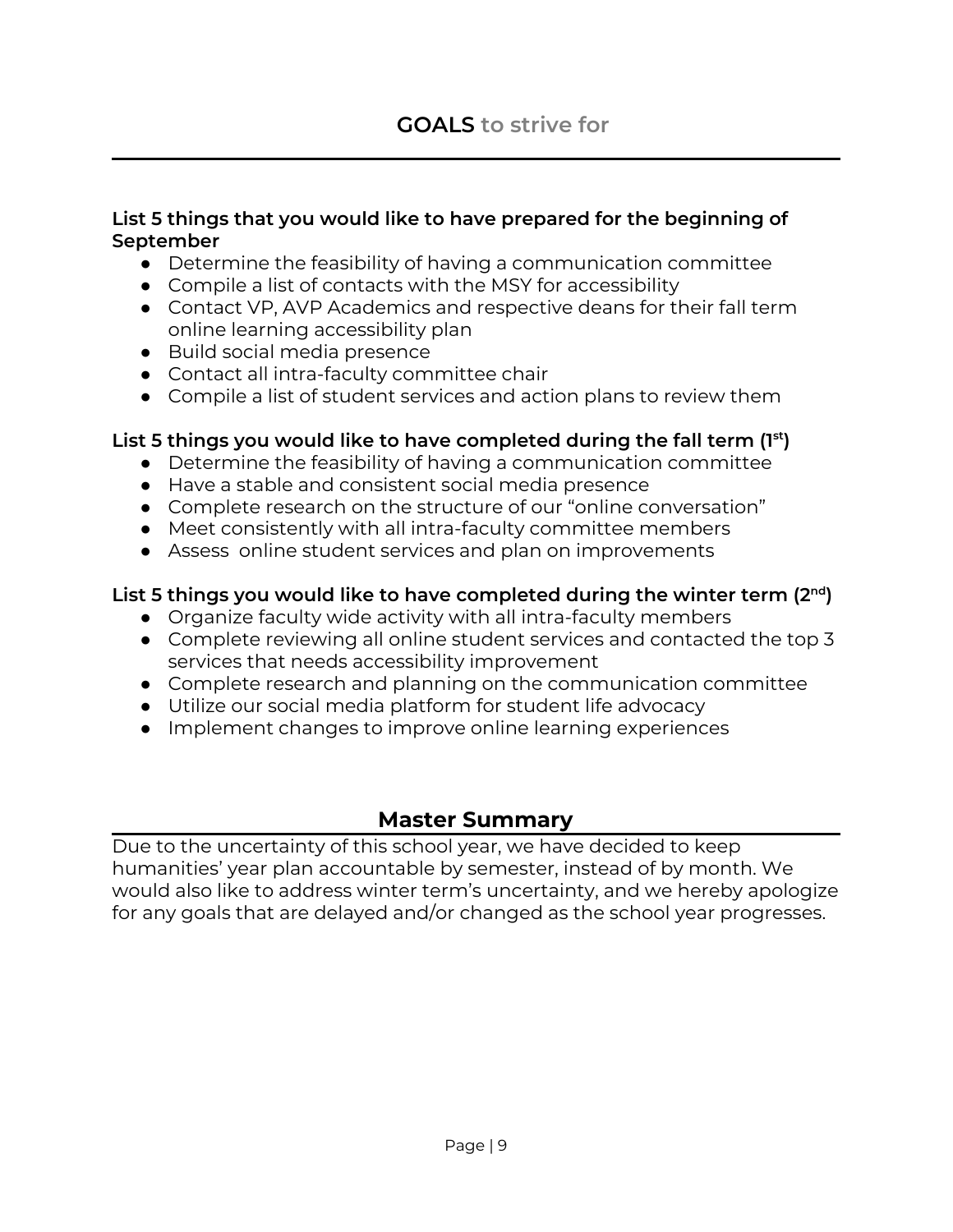## **GOALS** to strive for

**List 5 things that you would like to have prepared for the beginning of September**

- Determine the feasibility of having a communication committee
- Compile a list of contacts with the MSY for accessibility
- Contact VP, AVP Academics and respective deans for their fall term online learning accessibility plan
- Build social media presence
- Contact all intra-faculty committee chair
- Compile a list of student services and action plans to review them

**List 5 things you would like to have completed during the fall term (1st)**

- Determine the feasibility of having a communication committee
- Have a stable and consistent social media presence
- Complete research on the structure of our "online conversation"
- Meet consistently with all intra-faculty committee members
- Assess  online student services and plan on improvements

**List 5 things you would like to have completed during the winter term (2nd)**

- Organize faculty wide activity with all intra-faculty members
- Complete reviewing all online student services and contacted the top 3 services that needs accessibility improvement
- Complete research and planning on the communication committee
- Utilize our social media platform for student life advocacy
- Implement changes to improve online learning experiences

## Master Summary

Due to the uncertainty of this school year, we have decided to keep humanities' year plan accountable by semester, instead of by month. We would also like to address winter term's uncertainty, and we hereby apologize for any goals that are delayed and/or changed as the school year progresses.